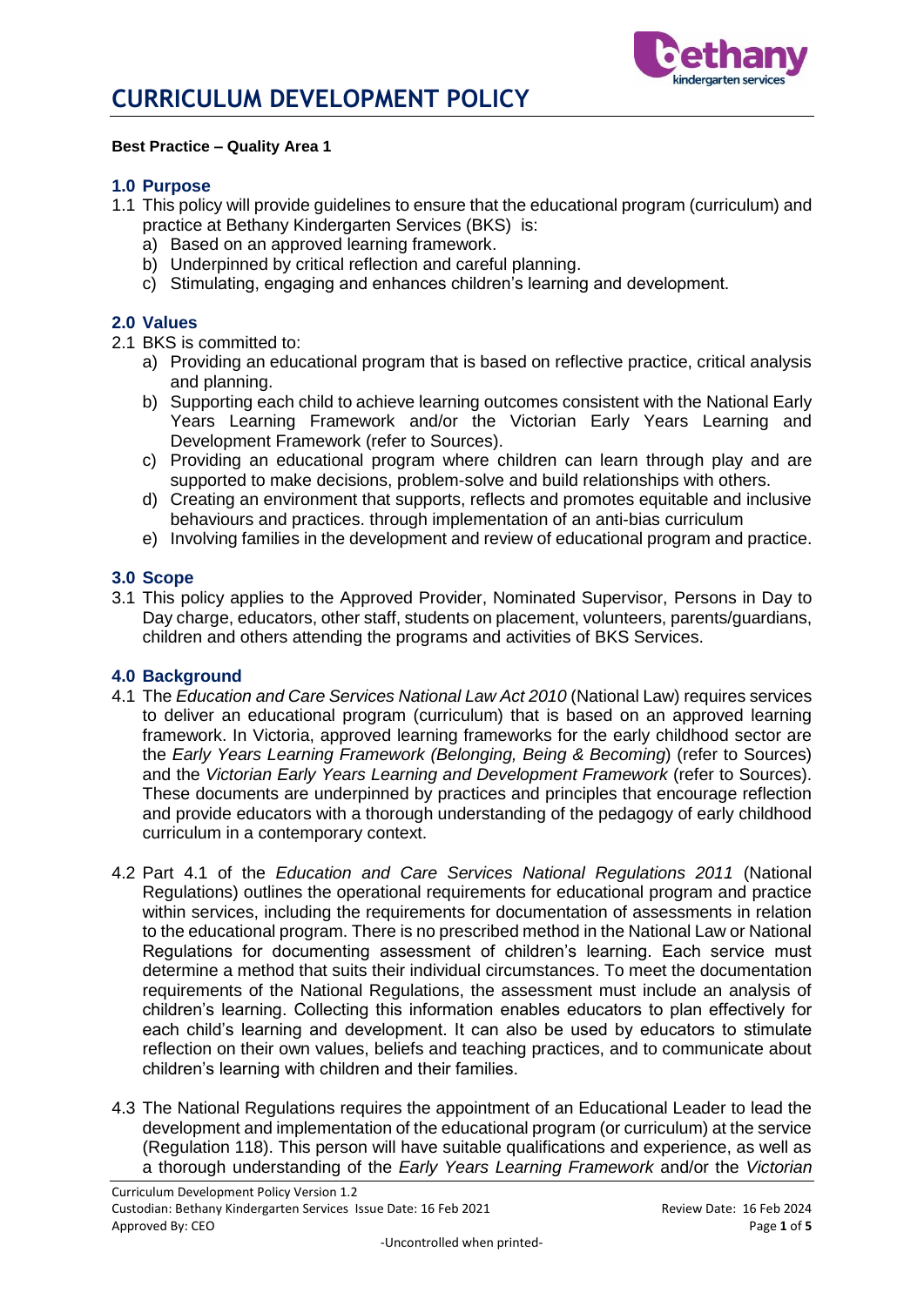# CURRICULUM DEVELOPMENT POLICY

**Best Practice – Quality Area 1**

## 1.0 Purpose

1.1 This policy will provide guidelines to ensure that the educational program (curriculum) and practice at Bethany Kindergarten Services (BKS) is:

a) Based on an approved learning framework.
b) Underpinned by critical reflection and careful planning.
c) Stimulating, engaging and enhances children's learning and development.

## 2.0 Values

2.1 BKS is committed to:

a) Providing an educational program that is based on reflective practice, critical analysis and planning.
b) Supporting each child to achieve learning outcomes consistent with the National Early Years Learning Framework and/or the Victorian Early Years Learning and Development Framework (refer to Sources).
c) Providing an educational program where children can learn through play and are supported to make decisions, problem-solve and build relationships with others.
d) Creating an environment that supports, reflects and promotes equitable and inclusive behaviours and practices. through implementation of an anti-bias curriculum
e) Involving families in the development and review of educational program and practice.

## 3.0 Scope

3.1 This policy applies to the Approved Provider, Nominated Supervisor, Persons in Day to Day charge, educators, other staff, students on placement, volunteers, parents/guardians, children and others attending the programs and activities of BKS Services.

## 4.0 Background

4.1 The *Education and Care Services National Law Act 2010* (National Law) requires services to deliver an educational program (curriculum) that is based on an approved learning framework. In Victoria, approved learning frameworks for the early childhood sector are the *Early Years Learning Framework (Belonging, Being & Becoming*) (refer to Sources) and the *Victorian Early Years Learning and Development Framework* (refer to Sources). These documents are underpinned by practices and principles that encourage reflection and provide educators with a thorough understanding of the pedagogy of early childhood curriculum in a contemporary context.

4.2 Part 4.1 of the *Education and Care Services National Regulations 2011* (National Regulations) outlines the operational requirements for educational program and practice within services, including the requirements for documentation of assessments in relation to the educational program. There is no prescribed method in the National Law or National Regulations for documenting assessment of children's learning. Each service must determine a method that suits their individual circumstances. To meet the documentation requirements of the National Regulations, the assessment must include an analysis of children's learning. Collecting this information enables educators to plan effectively for each child's learning and development. It can also be used by educators to stimulate reflection on their own values, beliefs and teaching practices, and to communicate about children's learning with children and their families.

4.3 The National Regulations requires the appointment of an Educational Leader to lead the development and implementation of the educational program (or curriculum) at the service (Regulation 118). This person will have suitable qualifications and experience, as well as a thorough understanding of the *Early Years Learning Framework* and/or the *Victorian*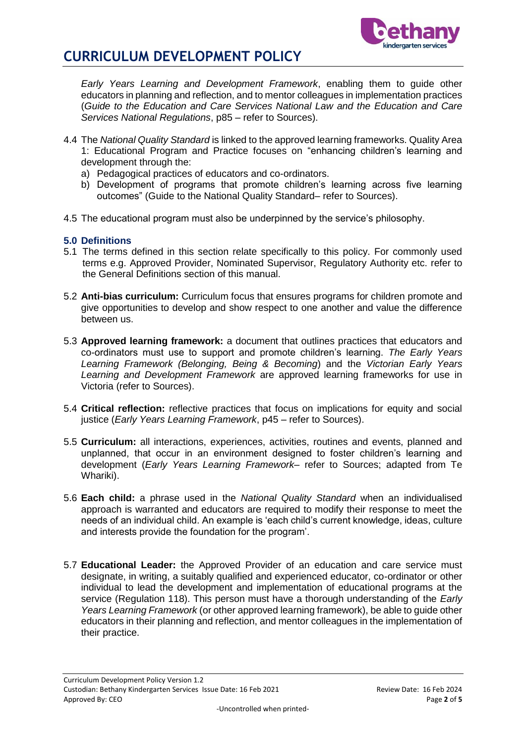*Early Years Learning and Development Framework*, enabling them to guide other educators in planning and reflection, and to mentor colleagues in implementation practices (*Guide to the Education and Care Services National Law and the Education and Care Services National Regulations*, p85 – refer to Sources).

4.4 The *National Quality Standard* is linked to the approved learning frameworks. Quality Area 1: Educational Program and Practice focuses on "enhancing children's learning and development through the:
   a) Pedagogical practices of educators and co-ordinators.
   b) Development of programs that promote children's learning across five learning outcomes" (Guide to the National Quality Standard– refer to Sources).

4.5 The educational program must also be underpinned by the service's philosophy.

### 5.0 Definitions

5.1 The terms defined in this section relate specifically to this policy. For commonly used terms e.g. Approved Provider, Nominated Supervisor, Regulatory Authority etc. refer to the General Definitions section of this manual.

5.2 **Anti-bias curriculum:** Curriculum focus that ensures programs for children promote and give opportunities to develop and show respect to one another and value the difference between us.

5.3 **Approved learning framework:** a document that outlines practices that educators and co-ordinators must use to support and promote children's learning. *The Early Years Learning Framework (Belonging, Being & Becoming*) and the *Victorian Early Years Learning and Development Framework* are approved learning frameworks for use in Victoria (refer to Sources).

5.4 **Critical reflection:** reflective practices that focus on implications for equity and social justice (*Early Years Learning Framework*, p45 – refer to Sources).

5.5 **Curriculum:** all interactions, experiences, activities, routines and events, planned and unplanned, that occur in an environment designed to foster children's learning and development (*Early Years Learning Framework*– refer to Sources; adapted from Te Whariki).

5.6 **Each child:** a phrase used in the *National Quality Standard* when an individualised approach is warranted and educators are required to modify their response to meet the needs of an individual child. An example is 'each child's current knowledge, ideas, culture and interests provide the foundation for the program'.

5.7 **Educational Leader:** the Approved Provider of an education and care service must designate, in writing, a suitably qualified and experienced educator, co-ordinator or other individual to lead the development and implementation of educational programs at the service (Regulation 118). This person must have a thorough understanding of the *Early Years Learning Framework* (or other approved learning framework), be able to guide other educators in their planning and reflection, and mentor colleagues in the implementation of their practice.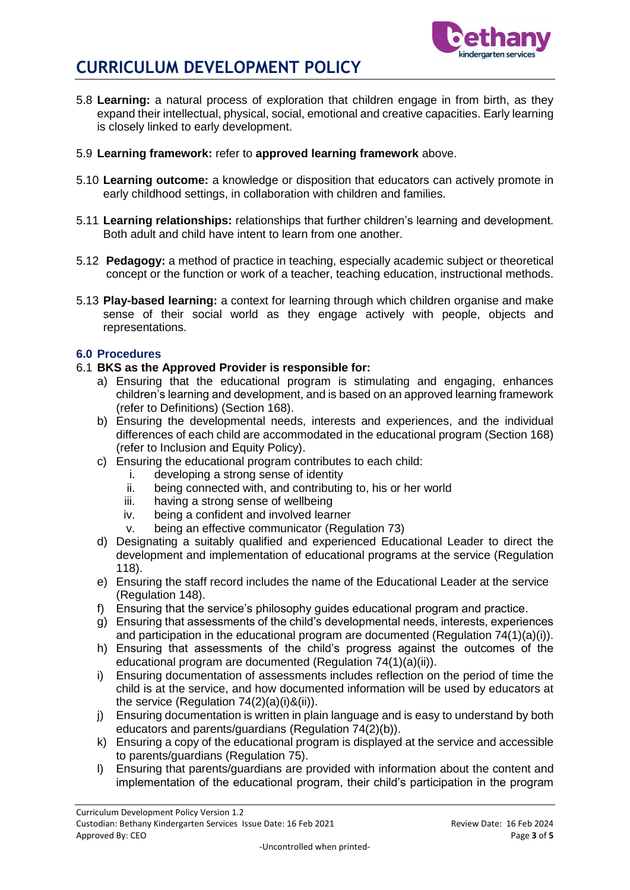5.8 **Learning:** a natural process of exploration that children engage in from birth, as they expand their intellectual, physical, social, emotional and creative capacities. Early learning is closely linked to early development.

5.9 **Learning framework:** refer to **approved learning framework** above.

5.10 **Learning outcome:** a knowledge or disposition that educators can actively promote in early childhood settings, in collaboration with children and families.

5.11 **Learning relationships:** relationships that further children's learning and development. Both adult and child have intent to learn from one another.

5.12 **Pedagogy:** a method of practice in teaching, especially academic subject or theoretical concept or the function or work of a teacher, teaching education, instructional methods.

5.13 **Play-based learning:** a context for learning through which children organise and make sense of their social world as they engage actively with people, objects and representations.

## 6.0 Procedures

6.1 **BKS as the Approved Provider is responsible for:**

a) Ensuring that the educational program is stimulating and engaging, enhances children's learning and development, and is based on an approved learning framework (refer to Definitions) (Section 168).

b) Ensuring the developmental needs, interests and experiences, and the individual differences of each child are accommodated in the educational program (Section 168) (refer to Inclusion and Equity Policy).

c) Ensuring the educational program contributes to each child:
   i. developing a strong sense of identity
   ii. being connected with, and contributing to, his or her world
   iii. having a strong sense of wellbeing
   iv. being a confident and involved learner
   v. being an effective communicator (Regulation 73)

d) Designating a suitably qualified and experienced Educational Leader to direct the development and implementation of educational programs at the service (Regulation 118).

e) Ensuring the staff record includes the name of the Educational Leader at the service (Regulation 148).

f) Ensuring that the service's philosophy guides educational program and practice.

g) Ensuring that assessments of the child's developmental needs, interests, experiences and participation in the educational program are documented (Regulation 74(1)(a)(i)).

h) Ensuring that assessments of the child's progress against the outcomes of the educational program are documented (Regulation 74(1)(a)(ii)).

i) Ensuring documentation of assessments includes reflection on the period of time the child is at the service, and how documented information will be used by educators at the service (Regulation 74(2)(a)(i)&(ii)).

j) Ensuring documentation is written in plain language and is easy to understand by both educators and parents/guardians (Regulation 74(2)(b)).

k) Ensuring a copy of the educational program is displayed at the service and accessible to parents/guardians (Regulation 75).

l) Ensuring that parents/guardians are provided with information about the content and implementation of the educational program, their child's participation in the program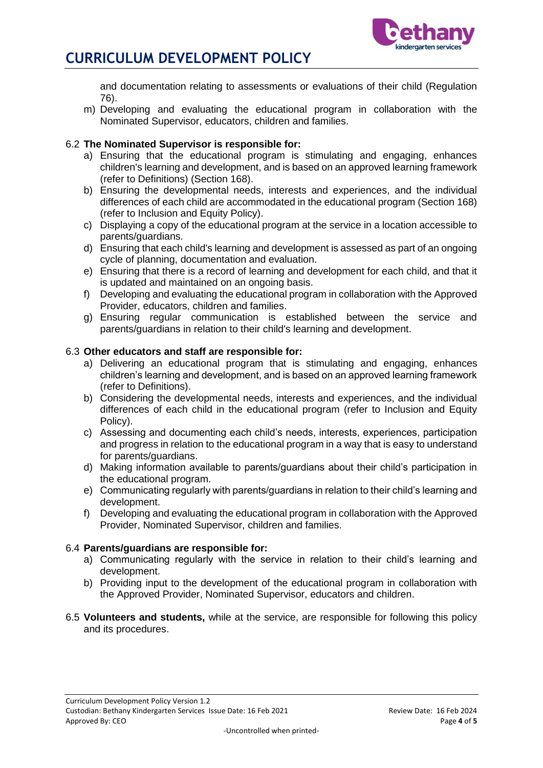and documentation relating to assessments or evaluations of their child (Regulation 76).

m) Developing and evaluating the educational program in collaboration with the Nominated Supervisor, educators, children and families.

6.2 **The Nominated Supervisor is responsible for:**

a) Ensuring that the educational program is stimulating and engaging, enhances children's learning and development, and is based on an approved learning framework (refer to Definitions) (Section 168).

b) Ensuring the developmental needs, interests and experiences, and the individual differences of each child are accommodated in the educational program (Section 168) (refer to Inclusion and Equity Policy).

c) Displaying a copy of the educational program at the service in a location accessible to parents/guardians.

d) Ensuring that each child's learning and development is assessed as part of an ongoing cycle of planning, documentation and evaluation.

e) Ensuring that there is a record of learning and development for each child, and that it is updated and maintained on an ongoing basis.

f) Developing and evaluating the educational program in collaboration with the Approved Provider, educators, children and families.

g) Ensuring regular communication is established between the service and parents/guardians in relation to their child's learning and development.

6.3 **Other educators and staff are responsible for:**

a) Delivering an educational program that is stimulating and engaging, enhances children's learning and development, and is based on an approved learning framework (refer to Definitions).

b) Considering the developmental needs, interests and experiences, and the individual differences of each child in the educational program (refer to Inclusion and Equity Policy).

c) Assessing and documenting each child's needs, interests, experiences, participation and progress in relation to the educational program in a way that is easy to understand for parents/guardians.

d) Making information available to parents/guardians about their child's participation in the educational program.

e) Communicating regularly with parents/guardians in relation to their child's learning and development.

f) Developing and evaluating the educational program in collaboration with the Approved Provider, Nominated Supervisor, children and families.

6.4 **Parents/guardians are responsible for:**

a) Communicating regularly with the service in relation to their child's learning and development.

b) Providing input to the development of the educational program in collaboration with the Approved Provider, Nominated Supervisor, educators and children.

6.5 **Volunteers and students,** while at the service, are responsible for following this policy and its procedures.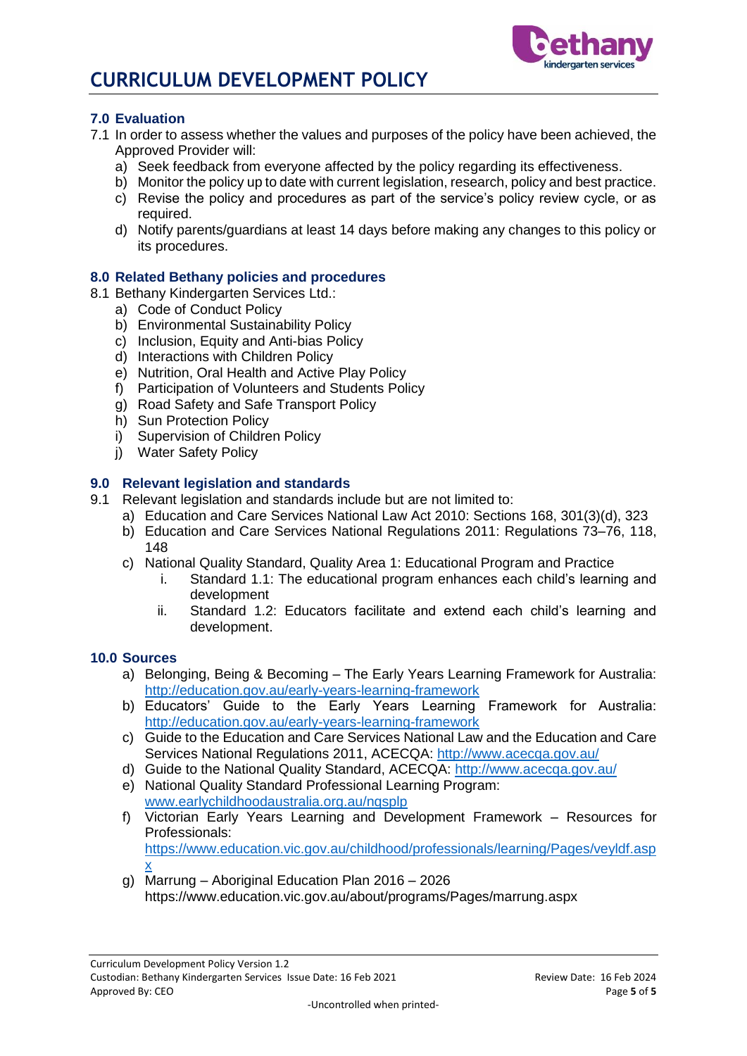## 7.0 Evaluation

7.1 In order to assess whether the values and purposes of the policy have been achieved, the Approved Provider will:

a) Seek feedback from everyone affected by the policy regarding its effectiveness.
b) Monitor the policy up to date with current legislation, research, policy and best practice.
c) Revise the policy and procedures as part of the service's policy review cycle, or as required.
d) Notify parents/guardians at least 14 days before making any changes to this policy or its procedures.

## 8.0 Related Bethany policies and procedures

8.1 Bethany Kindergarten Services Ltd.:

a) Code of Conduct Policy
b) Environmental Sustainability Policy
c) Inclusion, Equity and Anti-bias Policy
d) Interactions with Children Policy
e) Nutrition, Oral Health and Active Play Policy
f) Participation of Volunteers and Students Policy
g) Road Safety and Safe Transport Policy
h) Sun Protection Policy
i) Supervision of Children Policy
j) Water Safety Policy

## 9.0 Relevant legislation and standards

9.1 Relevant legislation and standards include but are not limited to:

a) Education and Care Services National Law Act 2010: Sections 168, 301(3)(d), 323
b) Education and Care Services National Regulations 2011: Regulations 73–76, 118, 148
c) National Quality Standard, Quality Area 1: Educational Program and Practice
   i. Standard 1.1: The educational program enhances each child's learning and development
   ii. Standard 1.2: Educators facilitate and extend each child's learning and development.

## 10.0 Sources

a) Belonging, Being & Becoming – The Early Years Learning Framework for Australia: http://education.gov.au/early-years-learning-framework
b) Educators' Guide to the Early Years Learning Framework for Australia: http://education.gov.au/early-years-learning-framework
c) Guide to the Education and Care Services National Law and the Education and Care Services National Regulations 2011, ACECQA: http://www.acecqa.gov.au/
d) Guide to the National Quality Standard, ACECQA: http://www.acecqa.gov.au/
e) National Quality Standard Professional Learning Program: www.earlychildhoodaustralia.org.au/nqsplp
f) Victorian Early Years Learning and Development Framework – Resources for Professionals: https://www.education.vic.gov.au/childhood/professionals/learning/Pages/veyldf.aspx
g) Marrung – Aboriginal Education Plan 2016 – 2026 https://www.education.vic.gov.au/about/programs/Pages/marrung.aspx